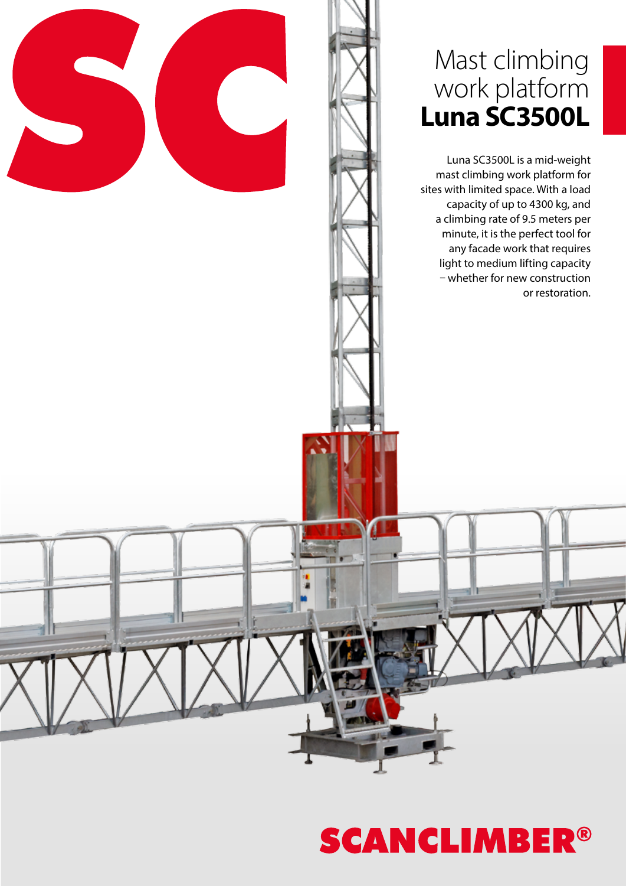# Mast climbing work platform **Luna SC3500L**

Luna SC3500L is a mid-weight mast climbing work platform for sites with limited space. With a load capacity of up to 4300 kg, and a climbing rate of 9.5 meters per minute, it is the perfect tool for any facade work that requires light to medium lifting capacity – whether for new construction or restoration.

SCANCLIMBER®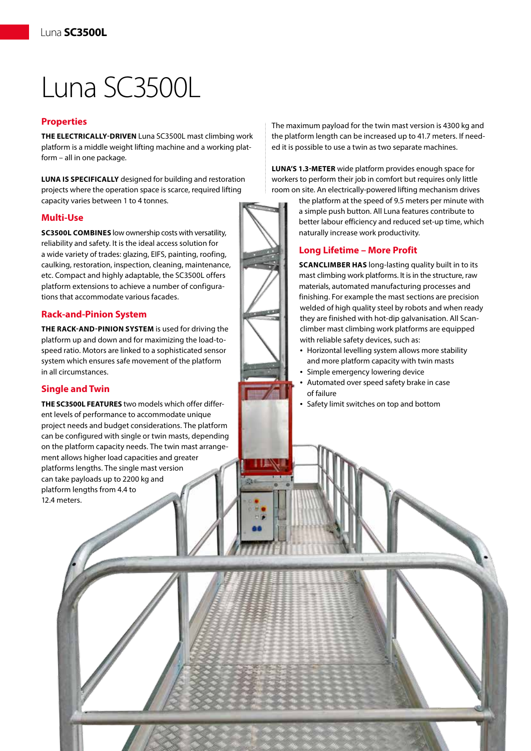# Luna SC3500L

## Properties

**THE ELECTRICALLY-DRIVEN** Luna SC3500L mast climbing work platform is a middle weight lifting machine and a working platform – all in one package.

**LUNA IS SPECIFICALLY** designed for building and restoration projects where the operation space is scarce, required lifting capacity varies between 1 to 4 tonnes.

## Multi-Use

**SC3500L COMBINES** low ownership costs with versatility, reliability and safety. It is the ideal access solution for a wide variety of trades: glazing, EIFS, painting, roofing, caulking, restoration, inspection, cleaning, maintenance, etc. Compact and highly adaptable, the SC3500L offers platform extensions to achieve a number of configurations that accommodate various facades.

## Rack-and-Pinion System

**THE RACK-AND-PINION SYSTEM** is used for driving the platform up and down and for maximizing the load-to-speed ratio. Motors are linked to a sophisticated sensor system which ensures safe movement of the platform in all circumstances.

## Single and Twin

**THE SC3500L FEATURES** two models which offer different levels of performance to accommodate unique project needs and budget considerations. The platform can be configured with single or twin masts, depending on the platform capacity needs. The twin mast arrangement allows higher load capacities and greater platforms lengths. The single mast version can take payloads up to 2200 kg and platform lengths from 4.4 to 12.4 meters.

The maximum payload for the twin mast version is 4300 kg and the platform length can be increased up to 41.7 meters. If needed it is possible to use a twin as two separate machines.

**LUNA'S 1.3-METER** wide platform provides enough space for workers to perform their job in comfort but requires only little room on site. An electrically-powered lifting mechanism drives the platform at the speed of 9.5 meters per minute with a simple push button. All Luna features contribute to better labour efficiency and reduced set-up time, which naturally increase work productivity.

## Long Lifetime – More Profit

**SCANCLIMBER HAS** long-lasting quality built in to its mast climbing work platforms. It is in the structure, raw materials, automated manufacturing processes and finishing. For example the mast sections are precision welded of high quality steel by robots and when ready they are finished with hot-dip galvanisation. All Scanclimber mast climbing work platforms are equipped with reliable safety devices, such as:

- Horizontal levelling system allows more stability and more platform capacity with twin masts
- Simple emergency lowering device
- Automated over speed safety brake in case of failure
- Safety limit switches on top and bottom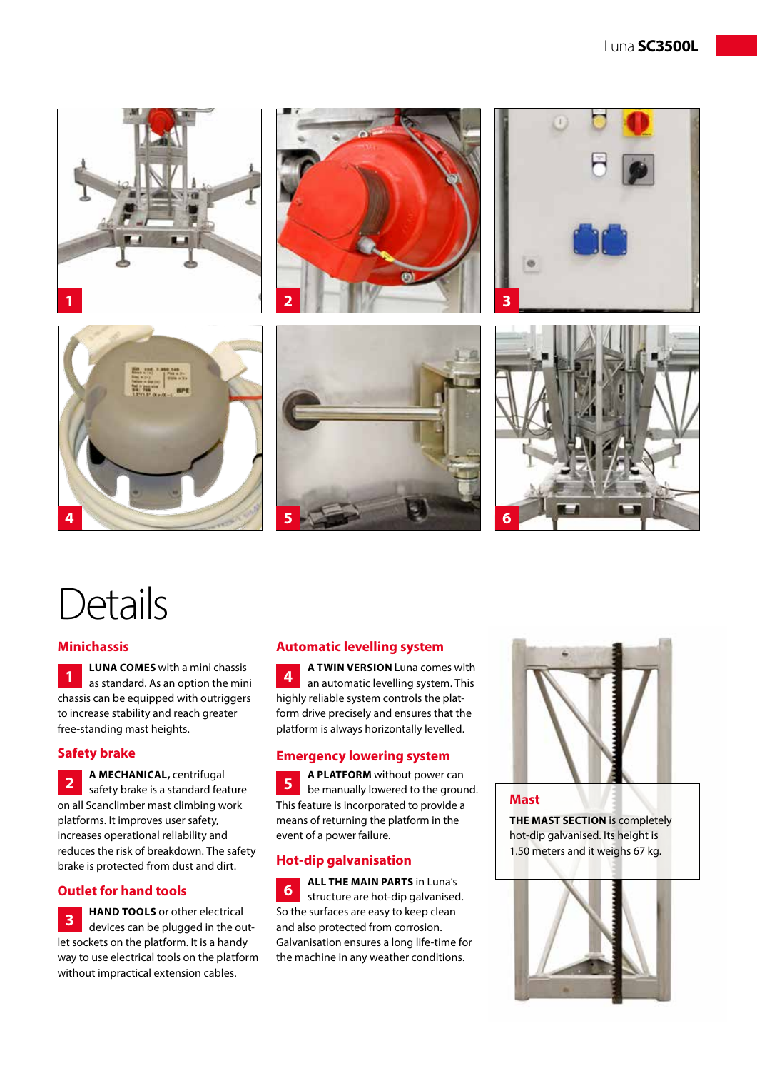# Details

## Minichassis

**1** **LUNA COMES** with a mini chassis as standard. As an option the mini chassis can be equipped with outriggers to increase stability and reach greater free-standing mast heights.

## Safety brake

**2** **A MECHANICAL,** centrifugal safety brake is a standard feature on all Scanclimber mast climbing work platforms. It improves user safety, increases operational reliability and reduces the risk of breakdown. The safety brake is protected from dust and dirt.

## Outlet for hand tools

**3** **HAND TOOLS** or other electrical devices can be plugged in the outlet sockets on the platform. It is a handy way to use electrical tools on the platform without impractical extension cables.

## Automatic levelling system

**4** **A TWIN VERSION** Luna comes with an automatic levelling system. This highly reliable system controls the platform drive precisely and ensures that the platform is always horizontally levelled.

## Emergency lowering system

**5** **A PLATFORM** without power can be manually lowered to the ground. This feature is incorporated to provide a means of returning the platform in the event of a power failure.

## Hot-dip galvanisation

**6** **ALL THE MAIN PARTS** in Luna's structure are hot-dip galvanised. So the surfaces are easy to keep clean and also protected from corrosion. Galvanisation ensures a long life-time for the machine in any weather conditions.

## Mast

**THE MAST SECTION** is completely hot-dip galvanised. Its height is 1.50 meters and it weighs 67 kg.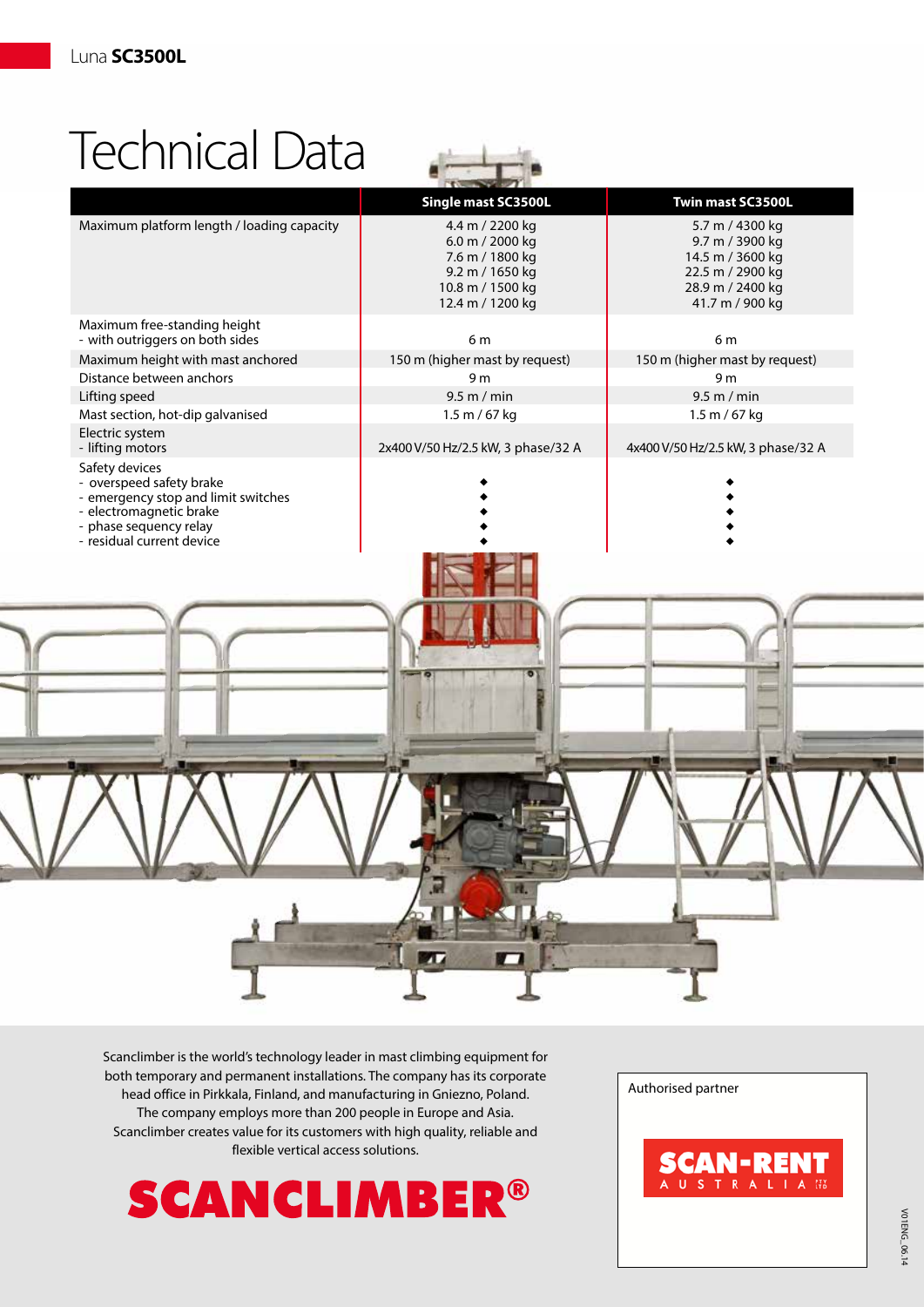# Technical Data

| | Single mast SC3500L | Twin mast SC3500L |
|---|---|---|
| Maximum platform length / loading capacity | 4.4 m / 2200 kg<br>6.0 m / 2000 kg<br>7.6 m / 1800 kg<br>9.2 m / 1650 kg<br>10.8 m / 1500 kg<br>12.4 m / 1200 kg | 5.7 m / 4300 kg<br>9.7 m / 3900 kg<br>14.5 m / 3600 kg<br>22.5 m / 2900 kg<br>28.9 m / 2400 kg<br>41.7 m / 900 kg |
| Maximum free-standing height<br>- with outriggers on both sides | 6 m | 6 m |
| Maximum height with mast anchored | 150 m (higher mast by request) | 150 m (higher mast by request) |
| Distance between anchors | 9 m | 9 m |
| Lifting speed | 9.5 m / min | 9.5 m / min |
| Mast section, hot-dip galvanised | 1.5 m / 67 kg | 1.5 m / 67 kg |
| Electric system<br>- lifting motors | 2x400 V/50 Hz/2.5 kW, 3 phase/32 A | 4x400 V/50 Hz/2.5 kW, 3 phase/32 A |
| Safety devices | | |
| - overspeed safety brake | ◆ | ◆ |
| - emergency stop and limit switches | ◆ | ◆ |
| - electromagnetic brake | ◆ | ◆ |
| - phase sequency relay | ◆ | ◆ |
| - residual current device | ◆ | ◆ |

Scanclimber is the world's technology leader in mast climbing equipment for both temporary and permanent installations. The company has its corporate head office in Pirkkala, Finland, and manufacturing in Gniezno, Poland. The company employs more than 200 people in Europe and Asia. Scanclimber creates value for its customers with high quality, reliable and flexible vertical access solutions.

SCANCLIMBER®

Authorised partner

SCAN-RENT AUSTRALIA PTY LTD

V01ENG_06.14